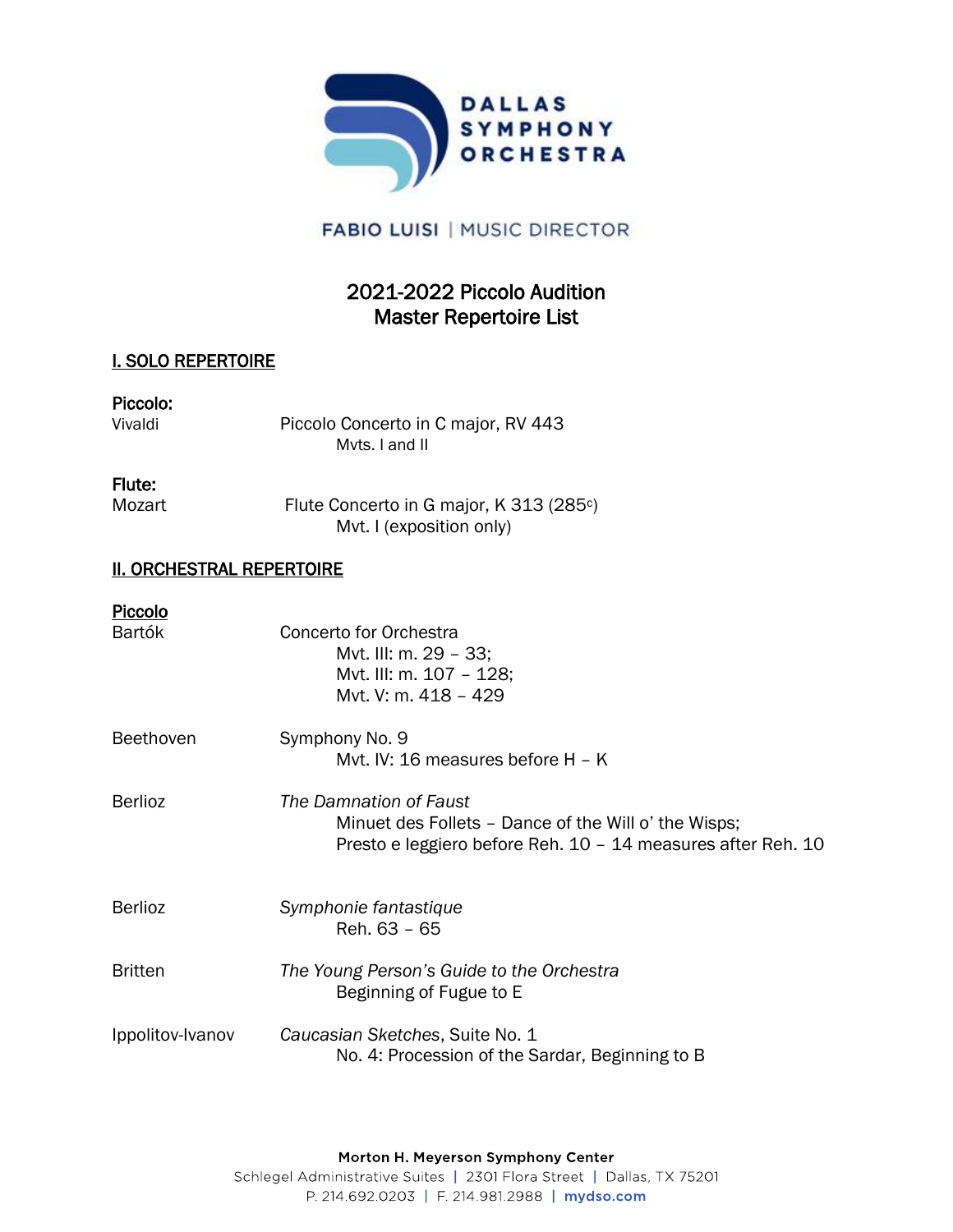DALLAS SYMPHONY ORCHESTRA

FABIO LUISI | MUSIC DIRECTOR

# 2021-2022 Piccolo Audition Master Repertoire List

## I. SOLO REPERTOIRE

**Piccolo:**

Vivaldi — Piccolo Concerto in C major, RV 443
- Mvts. I and II

**Flute:**

Mozart — Flute Concerto in G major, K 313 ($285^c$)
- Mvt. I (exposition only)

## II. ORCHESTRAL REPERTOIRE

**Piccolo**

Bartók — Concerto for Orchestra
- Mvt. III: m. 29 – 33;
- Mvt. III: m. 107 – 128;
- Mvt. V: m. 418 – 429

Beethoven — Symphony No. 9
- Mvt. IV: 16 measures before H – K

Berlioz — *The Damnation of Faust*
- Minuet des Follets – Dance of the Will o' the Wisps;
- Presto e leggiero before Reh. 10 – 14 measures after Reh. 10

Berlioz — *Symphonie fantastique*
- Reh. 63 – 65

Britten — *The Young Person's Guide to the Orchestra*
- Beginning of Fugue to E

Ippolitov-Ivanov — *Caucasian Sketches*, Suite No. 1
- No. 4: Procession of the Sardar, Beginning to B

Morton H. Meyerson Symphony Center
Schlegel Administrative Suites | 2301 Flora Street | Dallas, TX 75201
P. 214.692.0203 | F. 214.981.2988 | mydso.com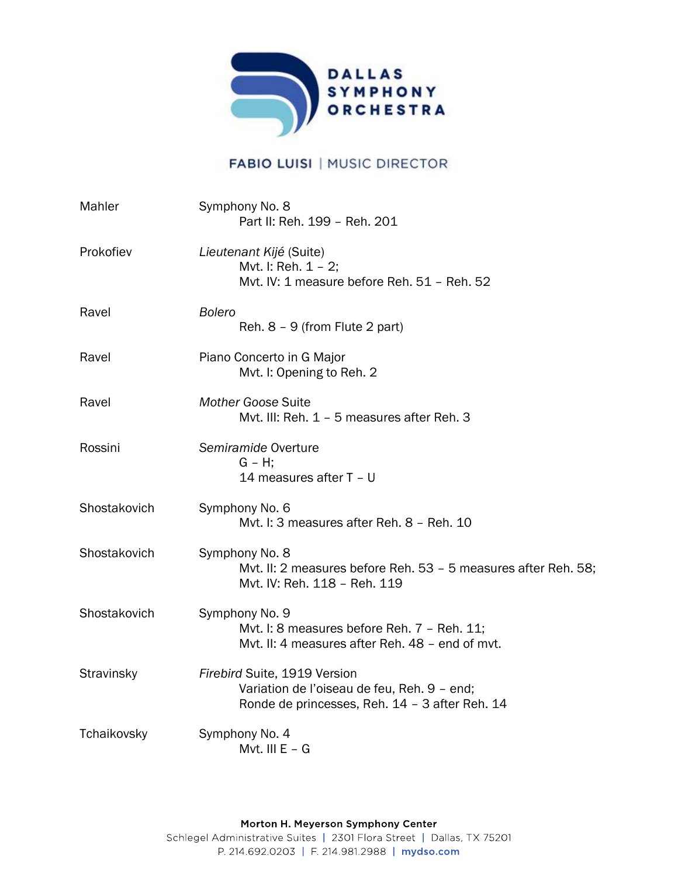DALLAS SYMPHONY ORCHESTRA

FABIO LUISI | MUSIC DIRECTOR

| | |
|---|---|
| Mahler | Symphony No. 8<br>Part II: Reh. 199 – Reh. 201 |
| Prokofiev | *Lieutenant Kijé* (Suite)<br>Mvt. I: Reh. 1 – 2;<br>Mvt. IV: 1 measure before Reh. 51 – Reh. 52 |
| Ravel | *Bolero*<br>Reh. 8 – 9 (from Flute 2 part) |
| Ravel | Piano Concerto in G Major<br>Mvt. I: Opening to Reh. 2 |
| Ravel | *Mother Goose* Suite<br>Mvt. III: Reh. 1 – 5 measures after Reh. 3 |
| Rossini | *Semiramide* Overture<br>G – H;<br>14 measures after T – U |
| Shostakovich | Symphony No. 6<br>Mvt. I: 3 measures after Reh. 8 – Reh. 10 |
| Shostakovich | Symphony No. 8<br>Mvt. II: 2 measures before Reh. 53 – 5 measures after Reh. 58;<br>Mvt. IV: Reh. 118 – Reh. 119 |
| Shostakovich | Symphony No. 9<br>Mvt. I: 8 measures before Reh. 7 – Reh. 11;<br>Mvt. II: 4 measures after Reh. 48 – end of mvt. |
| Stravinsky | *Firebird* Suite, 1919 Version<br>Variation de l'oiseau de feu, Reh. 9 – end;<br>Ronde de princesses, Reh. 14 – 3 after Reh. 14 |
| Tchaikovsky | Symphony No. 4<br>Mvt. III E – G |

**Morton H. Meyerson Symphony Center**
Schlegel Administrative Suites | 2301 Flora Street | Dallas, TX 75201
P. 214.692.0203 | F. 214.981.2988 | mydso.com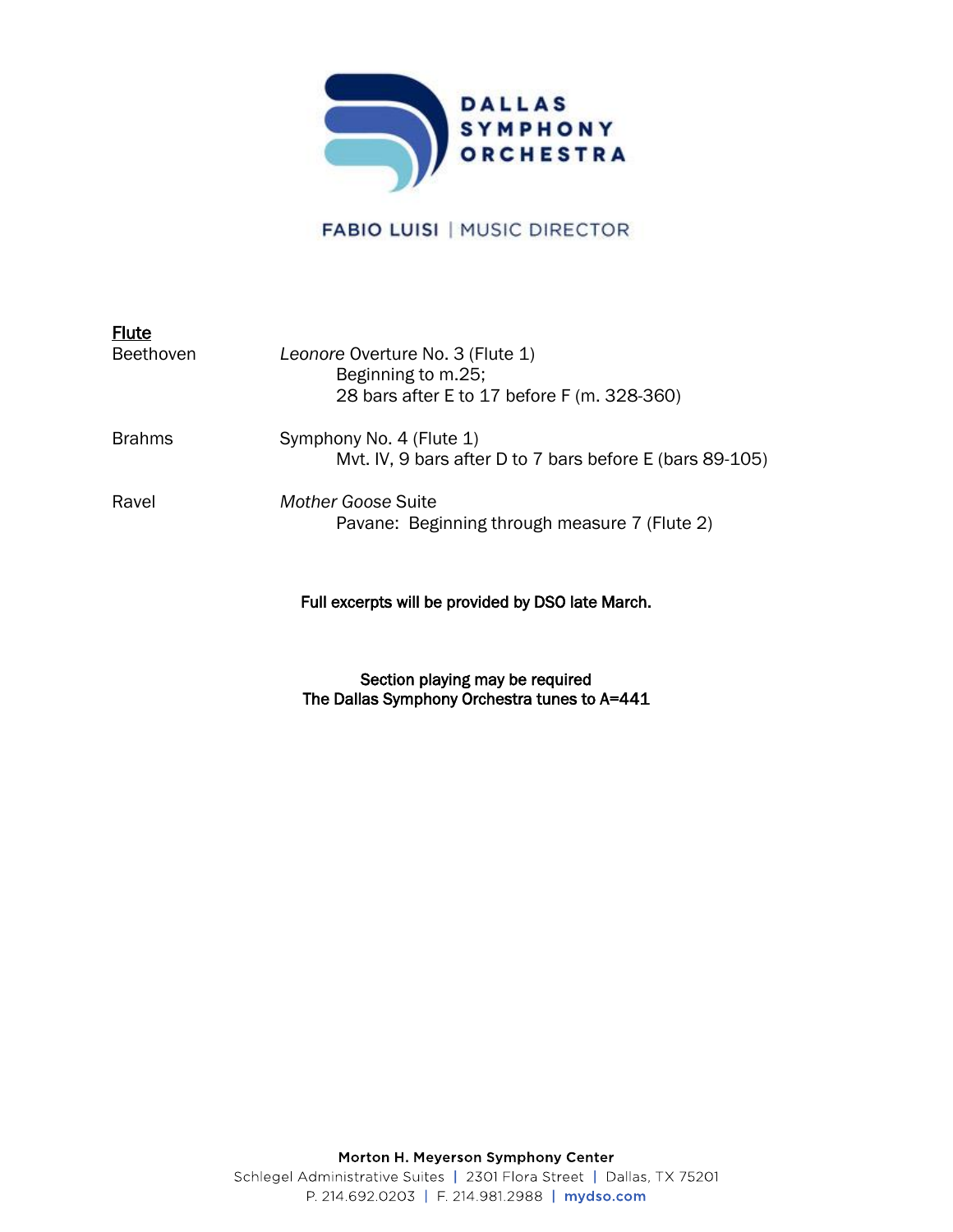DALLAS SYMPHONY ORCHESTRA

FABIO LUISI | MUSIC DIRECTOR

**Flute**

Beethoven — *Leonore* Overture No. 3 (Flute 1)
- Beginning to m.25;
- 28 bars after E to 17 before F (m. 328-360)

Brahms — Symphony No. 4 (Flute 1)
- Mvt. IV, 9 bars after D to 7 bars before E (bars 89-105)

Ravel — *Mother Goose* Suite
- Pavane: Beginning through measure 7 (Flute 2)

**Full excerpts will be provided by DSO late March.**

**Section playing may be required**
**The Dallas Symphony Orchestra tunes to A=441**

**Morton H. Meyerson Symphony Center**
Schlegel Administrative Suites | 2301 Flora Street | Dallas, TX 75201
P. 214.692.0203 | F. 214.981.2988 | mydso.com